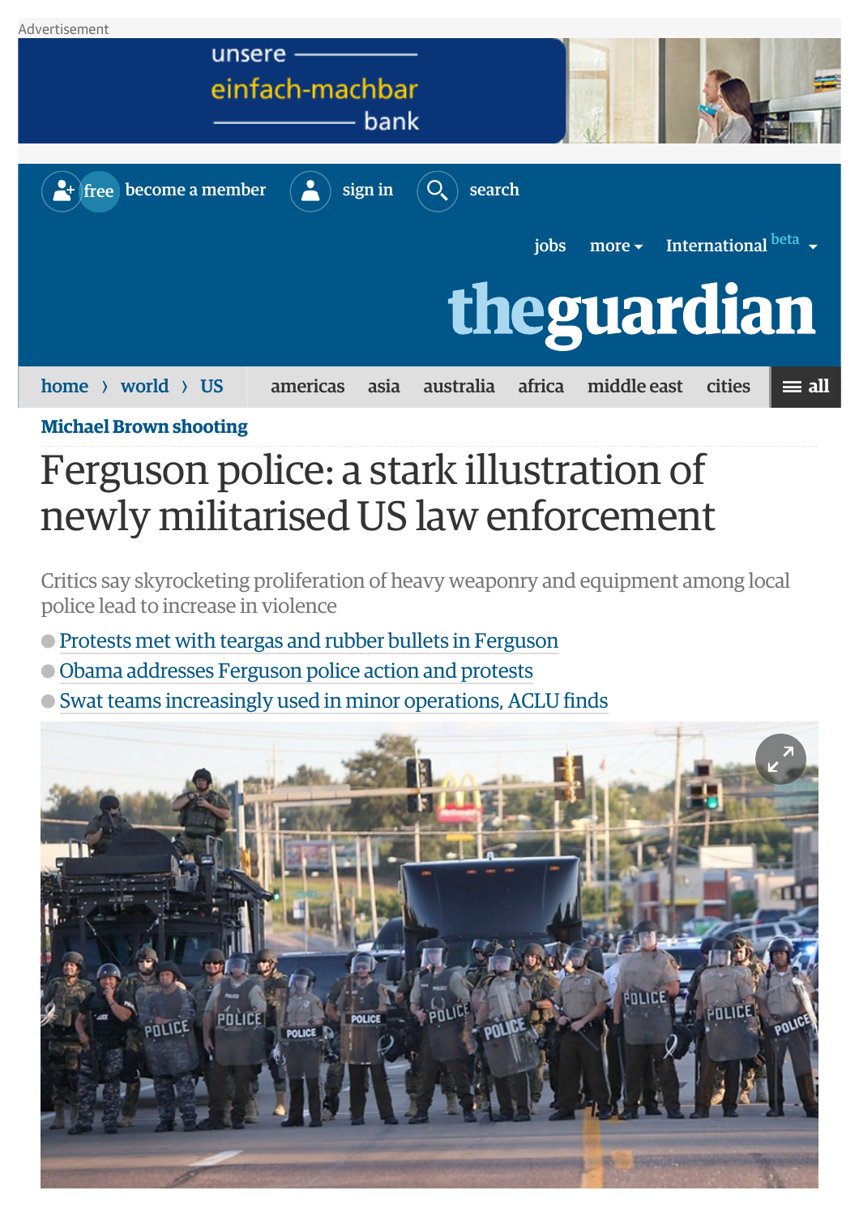Michael Brown shooting

# Ferguson police: a stark illustration of newly militarised US law enforcement

Critics say skyrocketing proliferation of heavy weaponry and equipment among local police lead to increase in violence

- Protests met with teargas and rubber bullets in Ferguson
- Obama addresses Ferguson police action and protests
- Swat teams increasingly used in minor operations, ACLU finds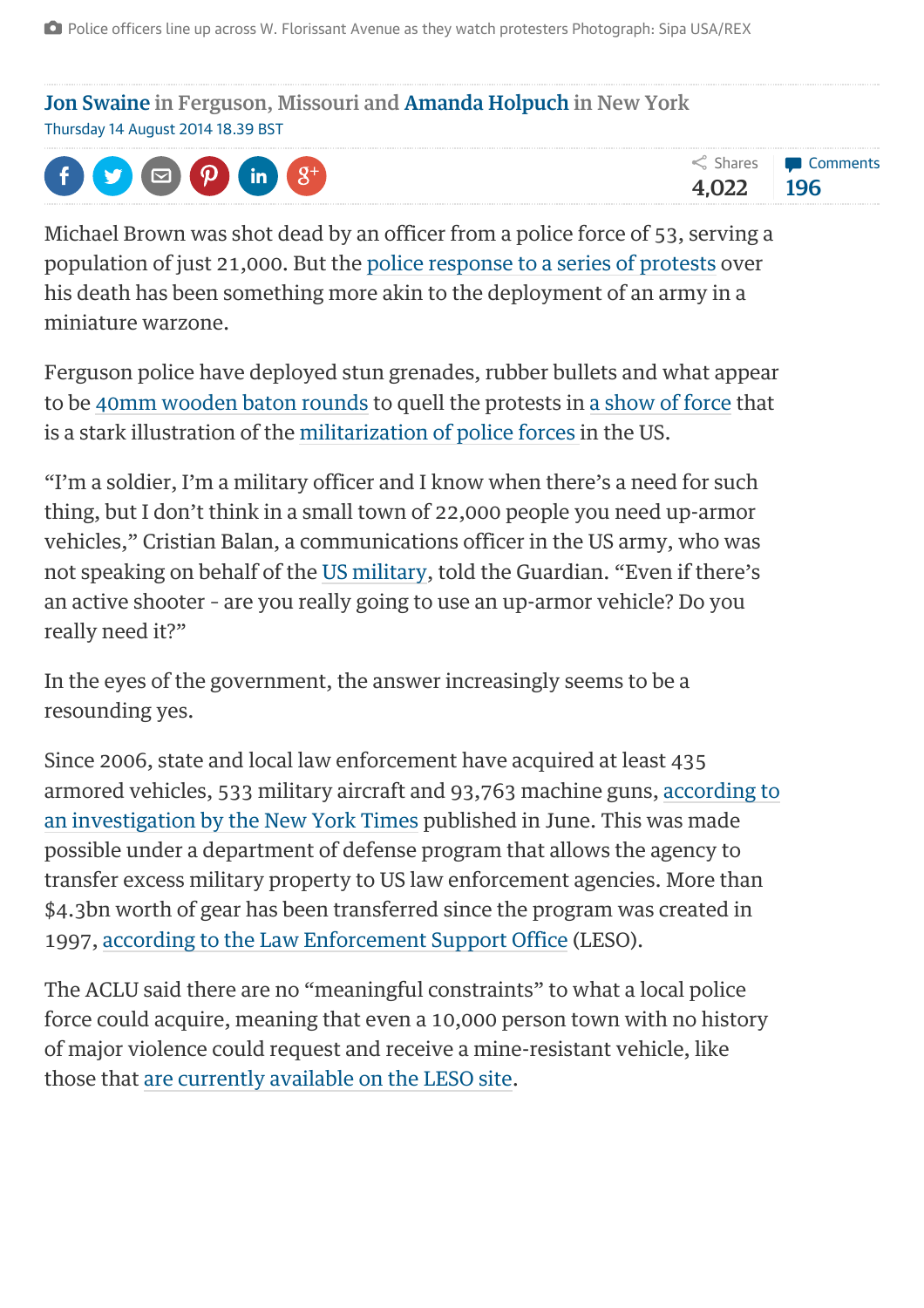Police officers line up across W. Florissant Avenue as they watch protesters Photograph: Sipa USA/REX

**Jon Swaine** in Ferguson, Missouri and **Amanda Holpuch** in New York
Thursday 14 August 2014 18.39 BST

Shares 4,022 | Comments 196

Michael Brown was shot dead by an officer from a police force of 53, serving a population of just 21,000. But the police response to a series of protests over his death has been something more akin to the deployment of an army in a miniature warzone.

Ferguson police have deployed stun grenades, rubber bullets and what appear to be 40mm wooden baton rounds to quell the protests in a show of force that is a stark illustration of the militarization of police forces in the US.

"I'm a soldier, I'm a military officer and I know when there's a need for such thing, but I don't think in a small town of 22,000 people you need up-armor vehicles," Cristian Balan, a communications officer in the US army, who was not speaking on behalf of the US military, told the Guardian. "Even if there's an active shooter - are you really going to use an up-armor vehicle? Do you really need it?"

In the eyes of the government, the answer increasingly seems to be a resounding yes.

Since 2006, state and local law enforcement have acquired at least 435 armored vehicles, 533 military aircraft and 93,763 machine guns, according to an investigation by the New York Times published in June. This was made possible under a department of defense program that allows the agency to transfer excess military property to US law enforcement agencies. More than $4.3bn worth of gear has been transferred since the program was created in 1997, according to the Law Enforcement Support Office (LESO).

The ACLU said there are no "meaningful constraints" to what a local police force could acquire, meaning that even a 10,000 person town with no history of major violence could request and receive a mine-resistant vehicle, like those that are currently available on the LESO site.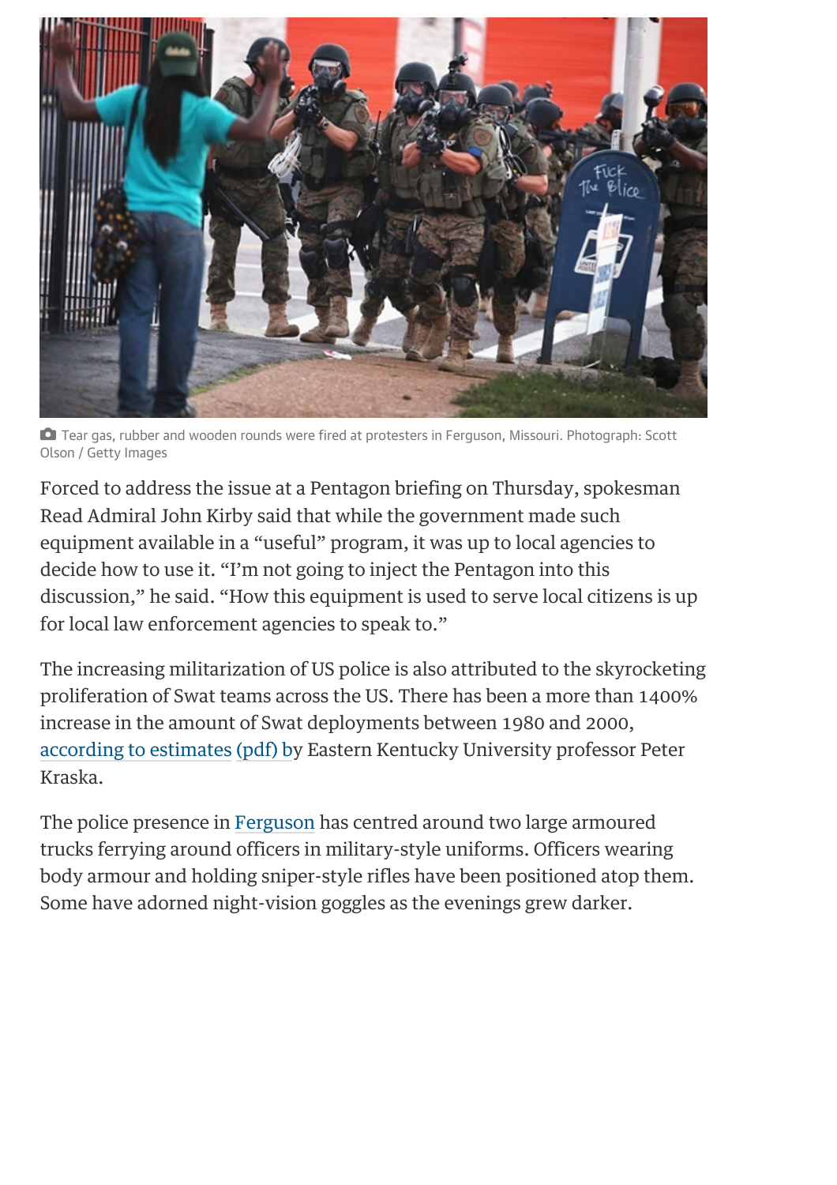Tear gas, rubber and wooden rounds were fired at protesters in Ferguson, Missouri. Photograph: Scott Olson / Getty Images

Forced to address the issue at a Pentagon briefing on Thursday, spokesman Read Admiral John Kirby said that while the government made such equipment available in a “useful” program, it was up to local agencies to decide how to use it. “I’m not going to inject the Pentagon into this discussion,” he said. “How this equipment is used to serve local citizens is up for local law enforcement agencies to speak to.”

The increasing militarization of US police is also attributed to the skyrocketing proliferation of Swat teams across the US. There has been a more than 1400% increase in the amount of Swat deployments between 1980 and 2000, according to estimates (pdf) by Eastern Kentucky University professor Peter Kraska.

The police presence in Ferguson has centred around two large armoured trucks ferrying around officers in military-style uniforms. Officers wearing body armour and holding sniper-style rifles have been positioned atop them. Some have adorned night-vision goggles as the evenings grew darker.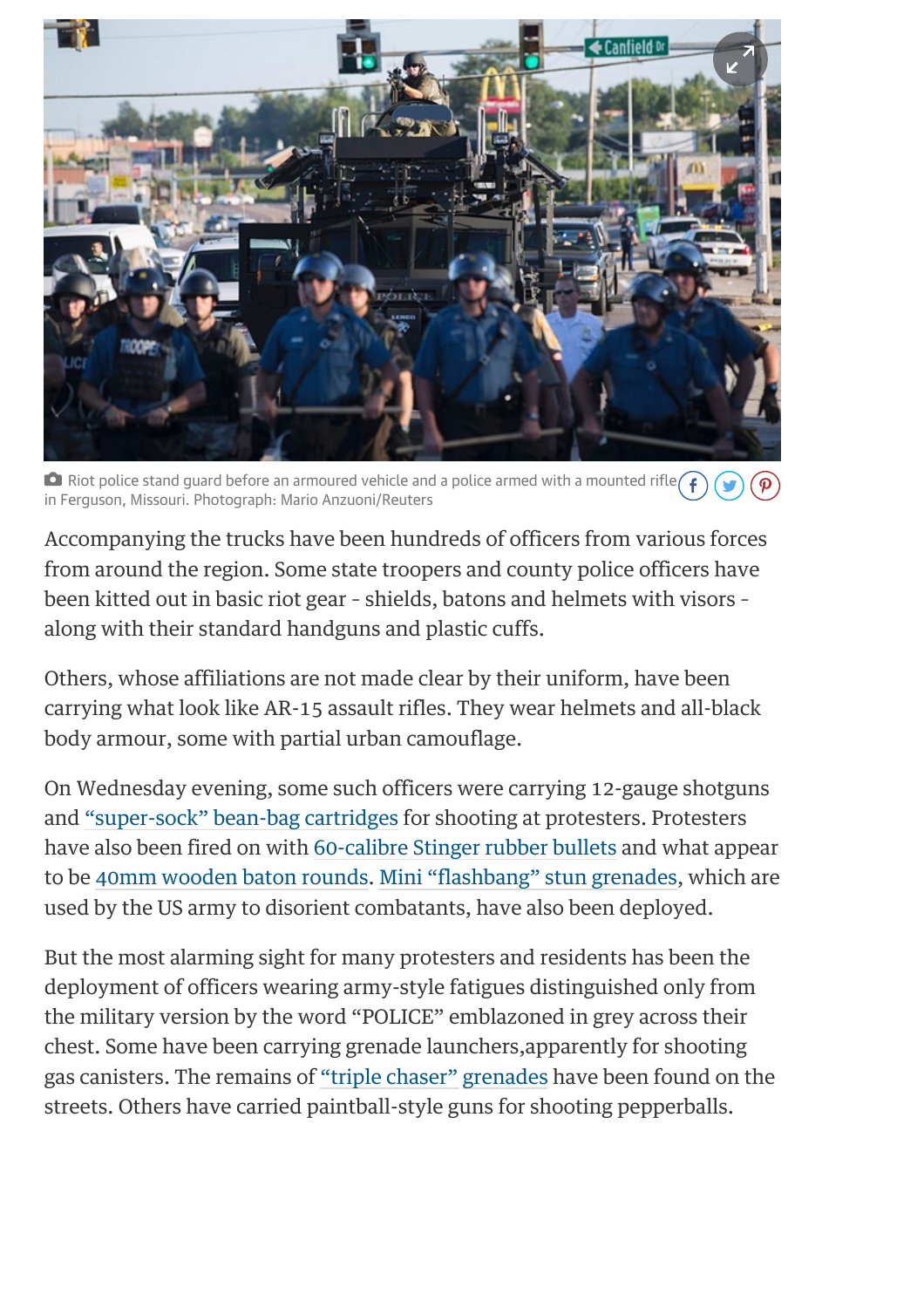Riot police stand guard before an armoured vehicle and a police armed with a mounted rifle in Ferguson, Missouri. Photograph: Mario Anzuoni/Reuters

Accompanying the trucks have been hundreds of officers from various forces from around the region. Some state troopers and county police officers have been kitted out in basic riot gear - shields, batons and helmets with visors - along with their standard handguns and plastic cuffs.

Others, whose affiliations are not made clear by their uniform, have been carrying what look like AR-15 assault rifles. They wear helmets and all-black body armour, some with partial urban camouflage.

On Wednesday evening, some such officers were carrying 12-gauge shotguns and "super-sock" bean-bag cartridges for shooting at protesters. Protesters have also been fired on with 60-calibre Stinger rubber bullets and what appear to be 40mm wooden baton rounds. Mini "flashbang" stun grenades, which are used by the US army to disorient combatants, have also been deployed.

But the most alarming sight for many protesters and residents has been the deployment of officers wearing army-style fatigues distinguished only from the military version by the word "POLICE" emblazoned in grey across their chest. Some have been carrying grenade launchers,apparently for shooting gas canisters. The remains of "triple chaser" grenades have been found on the streets. Others have carried paintball-style guns for shooting pepperballs.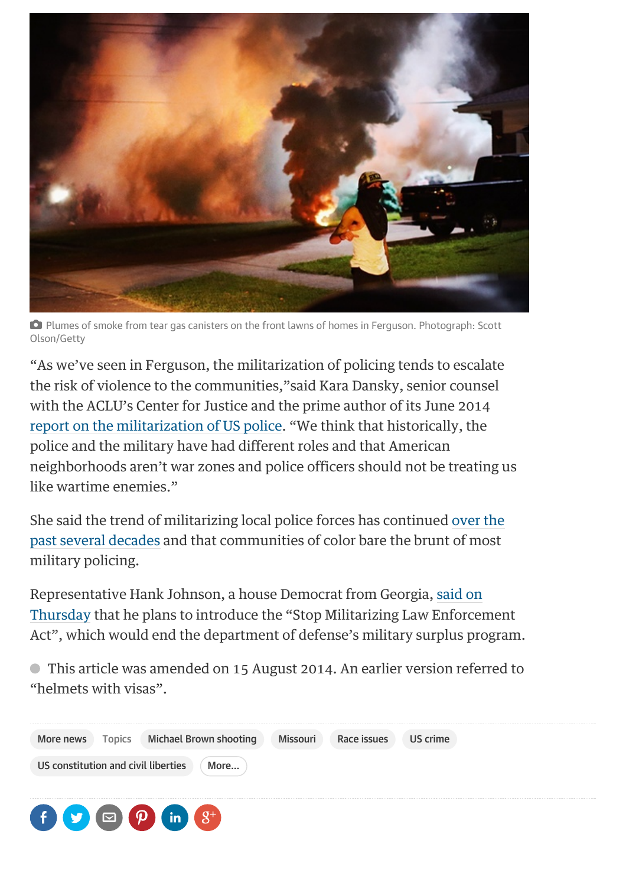Plumes of smoke from tear gas canisters on the front lawns of homes in Ferguson. Photograph: Scott Olson/Getty

“As we’ve seen in Ferguson, the militarization of policing tends to escalate the risk of violence to the communities,”said Kara Dansky, senior counsel with the ACLU’s Center for Justice and the prime author of its June 2014 report on the militarization of US police. “We think that historically, the police and the military have had different roles and that American neighborhoods aren’t war zones and police officers should not be treating us like wartime enemies.”

She said the trend of militarizing local police forces has continued over the past several decades and that communities of color bare the brunt of most military policing.

Representative Hank Johnson, a house Democrat from Georgia, said on Thursday that he plans to introduce the “Stop Militarizing Law Enforcement Act”, which would end the department of defense’s military surplus program.

This article was amended on 15 August 2014. An earlier version referred to “helmets with visas”.

More news Topics Michael Brown shooting Missouri Race issues US crime US constitution and civil liberties More...